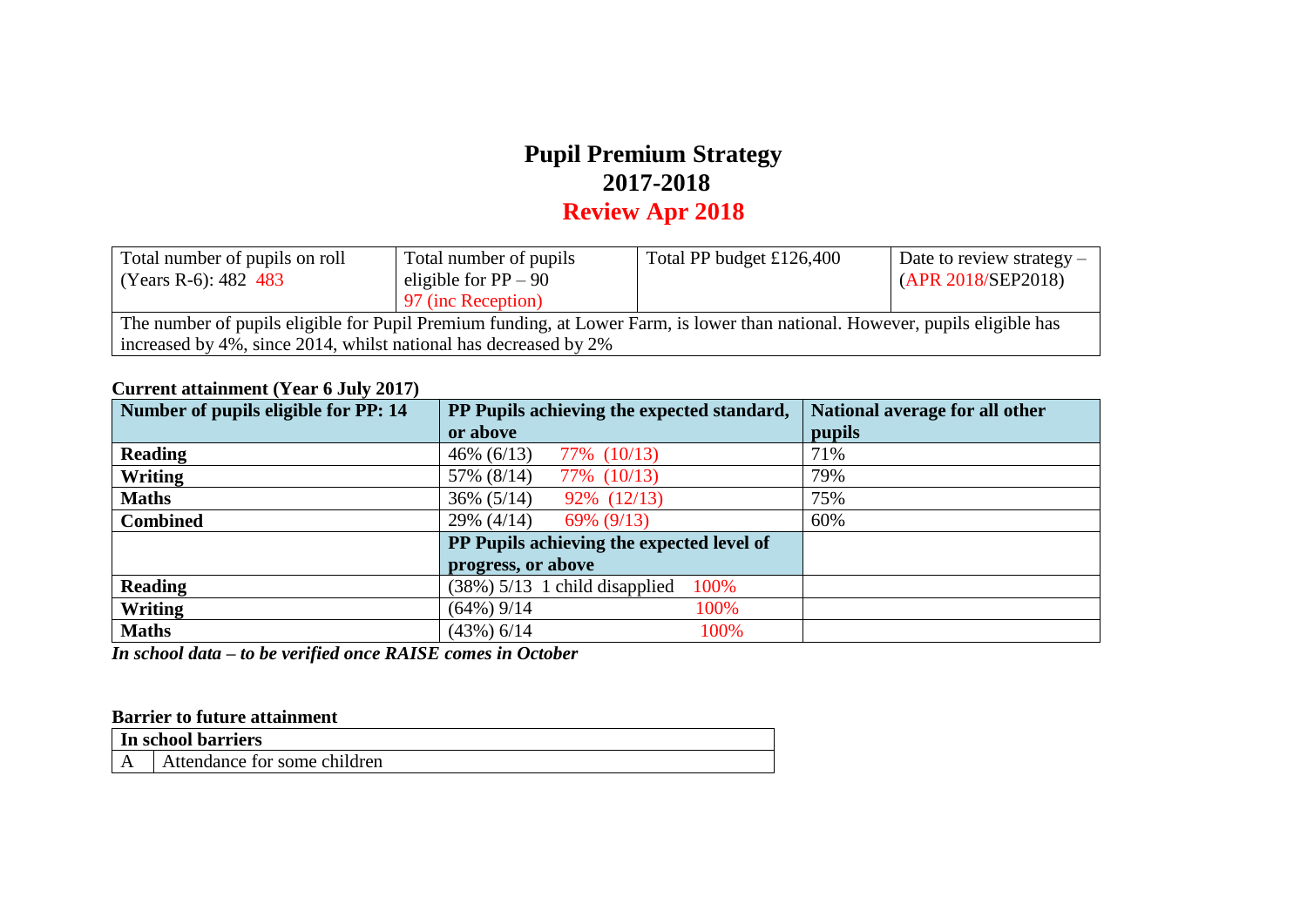# Pupil Premium Strategy
# 2017-2018
# Review Apr 2018

| | | | |
|---|---|---|---|
| Total number of pupils on roll (Years R-6): 482 483 | Total number of pupils eligible for PP – 90 97 (inc Reception) | Total PP budget £126,400 | Date to review strategy – (APR 2018/SEP2018) |
| The number of pupils eligible for Pupil Premium funding, at Lower Farm, is lower than national. However, pupils eligible has increased by 4%, since 2014, whilst national has decreased by 2% | | | |

**Current attainment (Year 6 July 2017)**

| **Number of pupils eligible for PP: 14** | **PP Pupils achieving the expected standard, or above** | **National average for all other pupils** |
|---|---|---|
| **Reading** | 46% (6/13) 77% (10/13) | 71% |
| **Writing** | 57% (8/14) 77% (10/13) | 79% |
| **Maths** | 36% (5/14) 92% (12/13) | 75% |
| **Combined** | 29% (4/14) 69% (9/13) | 60% |
| | **PP Pupils achieving the expected level of progress, or above** | |
| **Reading** | (38%) 5/13 1 child disapplied 100% | |
| **Writing** | (64%) 9/14 100% | |
| **Maths** | (43%) 6/14 100% | |

***In school data – to be verified once RAISE comes in October***

**Barrier to future attainment**

| **In school barriers** | |
|---|---|
| A | Attendance for some children |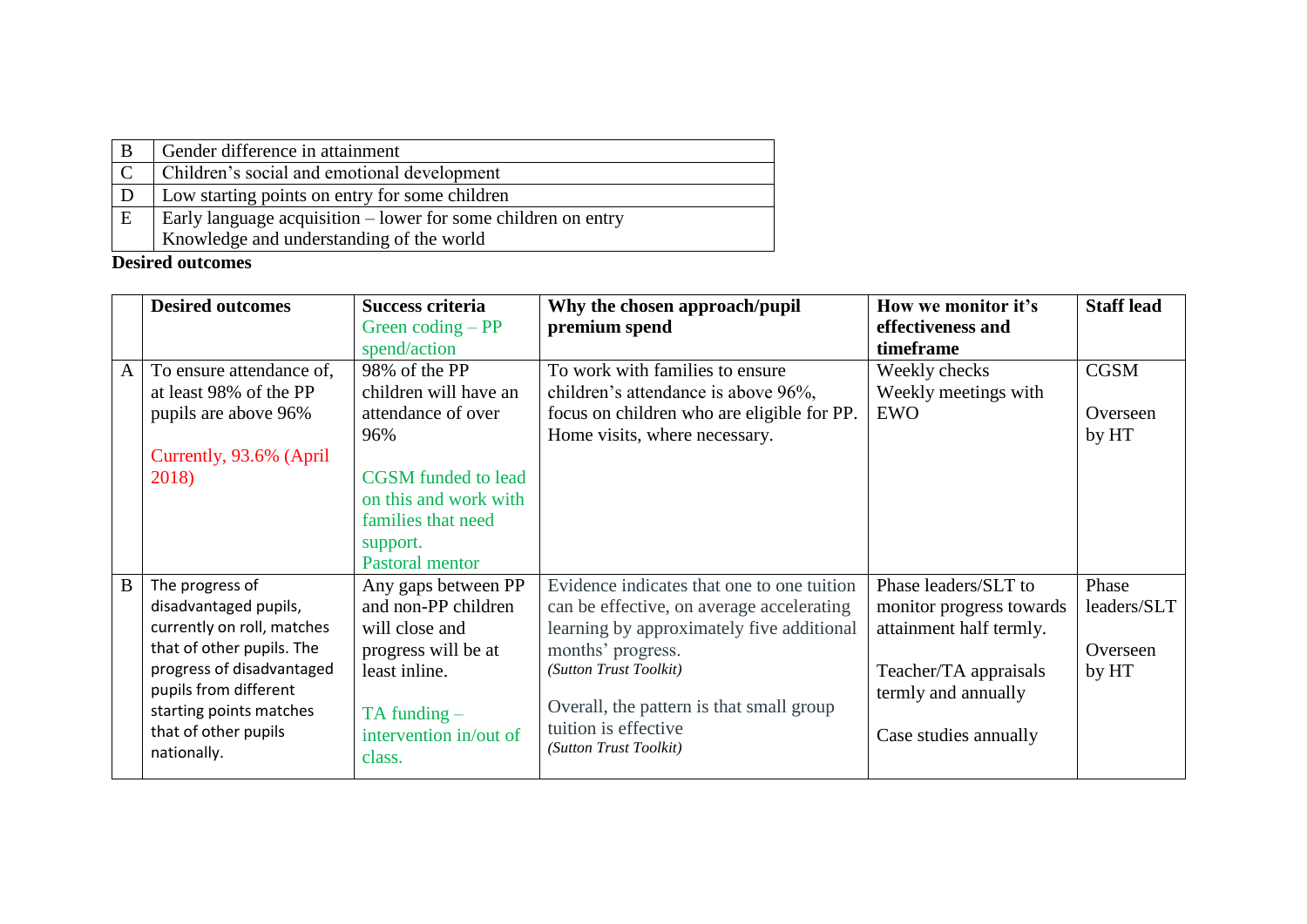| | |
|---|---|
| B | Gender difference in attainment |
| C | Children's social and emotional development |
| D | Low starting points on entry for some children |
| E | Early language acquisition – lower for some children on entry<br>Knowledge and understanding of the world |

**Desired outcomes**

| | Desired outcomes | Success criteria<br>Green coding – PP spend/action | Why the chosen approach/pupil premium spend | How we monitor it's effectiveness and timeframe | Staff lead |
|---|---|---|---|---|---|
| A | To ensure attendance of, at least 98% of the PP pupils are above 96%<br><br>Currently, 93.6% (April 2018) | 98% of the PP children will have an attendance of over 96%<br><br>CGSM funded to lead on this and work with families that need support.<br>Pastoral mentor | To work with families to ensure children's attendance is above 96%, focus on children who are eligible for PP. Home visits, where necessary. | Weekly checks<br>Weekly meetings with EWO | CGSM<br><br>Overseen by HT |
| B | The progress of disadvantaged pupils, currently on roll, matches that of other pupils. The progress of disadvantaged pupils from different starting points matches that of other pupils nationally. | Any gaps between PP and non-PP children will close and progress will be at least inline.<br><br>TA funding – intervention in/out of class. | Evidence indicates that one to one tuition can be effective, on average accelerating learning by approximately five additional months' progress.<br>*(Sutton Trust Toolkit)*<br><br>Overall, the pattern is that small group tuition is effective<br>*(Sutton Trust Toolkit)* | Phase leaders/SLT to monitor progress towards attainment half termly.<br><br>Teacher/TA appraisals termly and annually<br><br>Case studies annually | Phase leaders/SLT<br><br>Overseen by HT |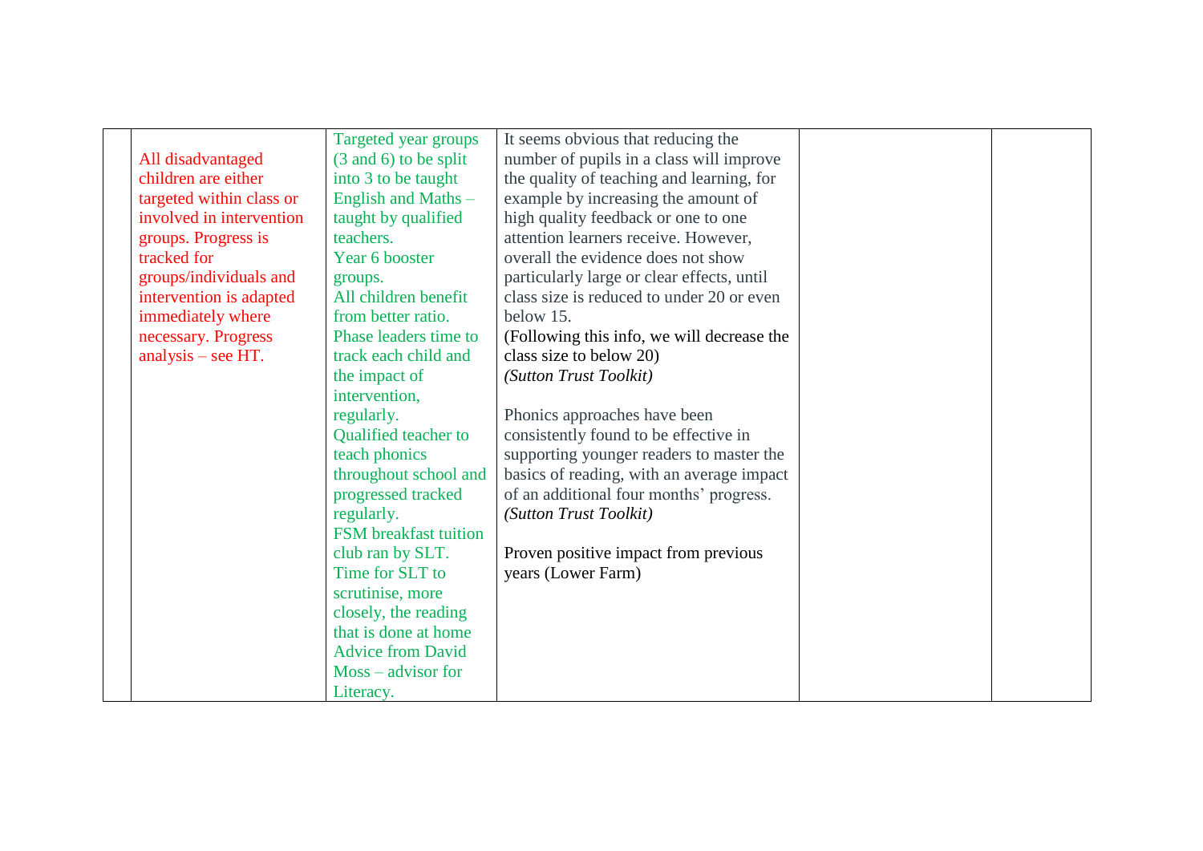| | | | | | |
|---|---|---|---|---|---|
| | All disadvantaged children are either targeted within class or involved in intervention groups. Progress is tracked for groups/individuals and intervention is adapted immediately where necessary. Progress analysis – see HT. | Targeted year groups (3 and 6) to be split into 3 to be taught English and Maths – taught by qualified teachers.<br>Year 6 booster groups.<br>All children benefit from better ratio.<br>Phase leaders time to track each child and the impact of intervention, regularly.<br>Qualified teacher to teach phonics throughout school and progressed tracked regularly.<br>FSM breakfast tuition club ran by SLT.<br>Time for SLT to scrutinise, more closely, the reading that is done at home<br>Advice from David Moss – advisor for Literacy. | It seems obvious that reducing the number of pupils in a class will improve the quality of teaching and learning, for example by increasing the amount of high quality feedback or one to one attention learners receive. However, overall the evidence does not show particularly large or clear effects, until class size is reduced to under 20 or even below 15.<br>(Following this info, we will decrease the class size to below 20)<br>*(Sutton Trust Toolkit)*<br><br>Phonics approaches have been consistently found to be effective in supporting younger readers to master the basics of reading, with an average impact of an additional four months' progress.<br>*(Sutton Trust Toolkit)*<br><br>Proven positive impact from previous years (Lower Farm) | | |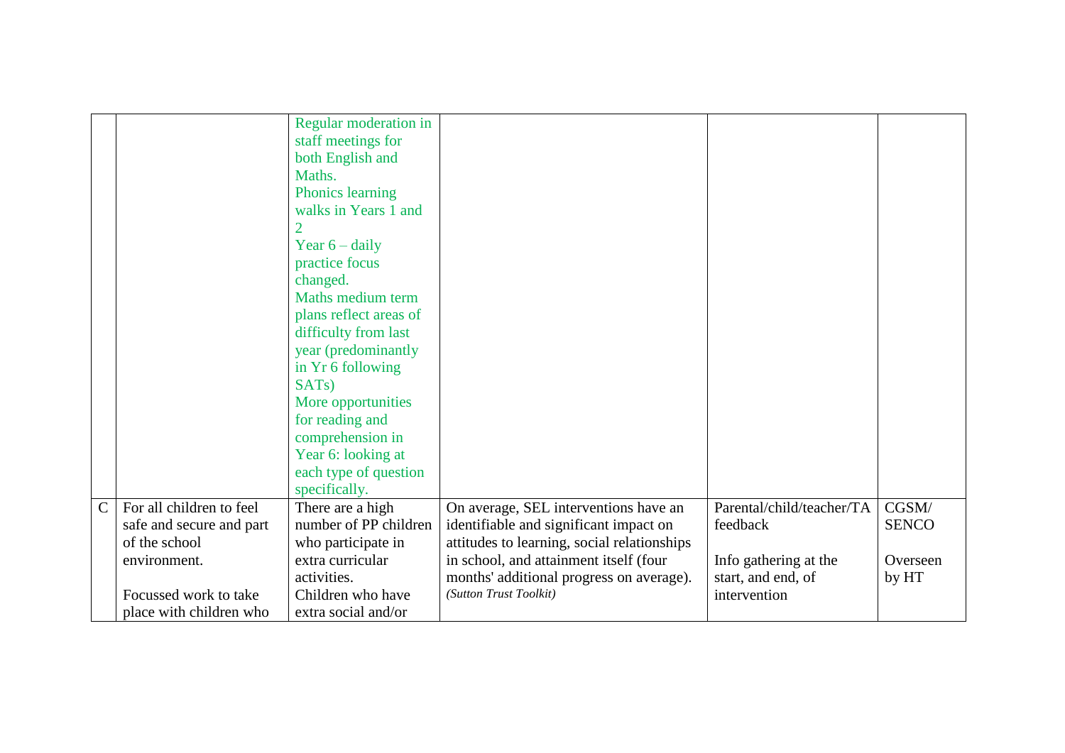| | | | | | |
|---|---|---|---|---|---|
| | | Regular moderation in staff meetings for both English and Maths.<br>Phonics learning walks in Years 1 and 2<br>Year 6 – daily practice focus changed.<br>Maths medium term plans reflect areas of difficulty from last year (predominantly in Yr 6 following SATs)<br>More opportunities for reading and comprehension in Year 6: looking at each type of question specifically. | | | |
| C | For all children to feel safe and secure and part of the school environment.<br><br>Focussed work to take place with children who | There are a high number of PP children who participate in extra curricular activities.<br>Children who have extra social and/or | On average, SEL interventions have an identifiable and significant impact on attitudes to learning, social relationships in school, and attainment itself (four months' additional progress on average). *(Sutton Trust Toolkit)* | Parental/child/teacher/TA feedback<br><br>Info gathering at the start, and end, of intervention | CGSM/ SENCO<br><br>Overseen by HT |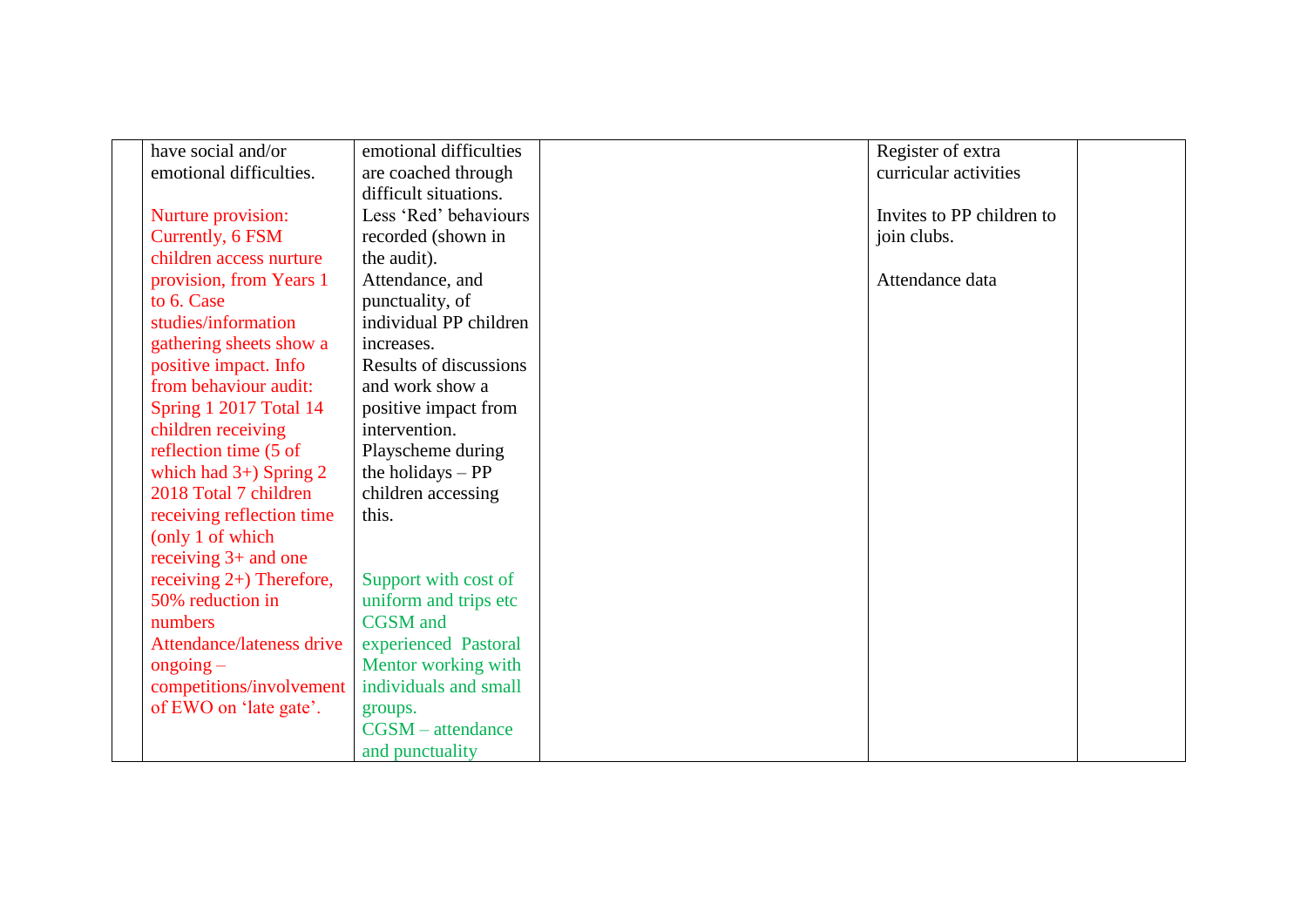| | | | | | |
|---|---|---|---|---|---|
| | have social and/or emotional difficulties.<br><br>Nurture provision: Currently, 6 FSM children access nurture provision, from Years 1 to 6. Case studies/information gathering sheets show a positive impact. Info from behaviour audit: Spring 1 2017 Total 14 children receiving reflection time (5 of which had 3+) Spring 2 2018 Total 7 children receiving reflection time (only 1 of which receiving 3+ and one receiving 2+) Therefore, 50% reduction in numbers<br>Attendance/lateness drive ongoing – competitions/involvement of EWO on 'late gate'. | emotional difficulties are coached through difficult situations.<br>Less 'Red' behaviours recorded (shown in the audit).<br>Attendance, and punctuality, of individual PP children increases.<br>Results of discussions and work show a positive impact from intervention.<br>Playscheme during the holidays – PP children accessing this.<br><br>Support with cost of uniform and trips etc<br>CGSM and experienced Pastoral Mentor working with individuals and small groups.<br>CGSM – attendance and punctuality | | Register of extra curricular activities<br><br>Invites to PP children to join clubs.<br><br>Attendance data | |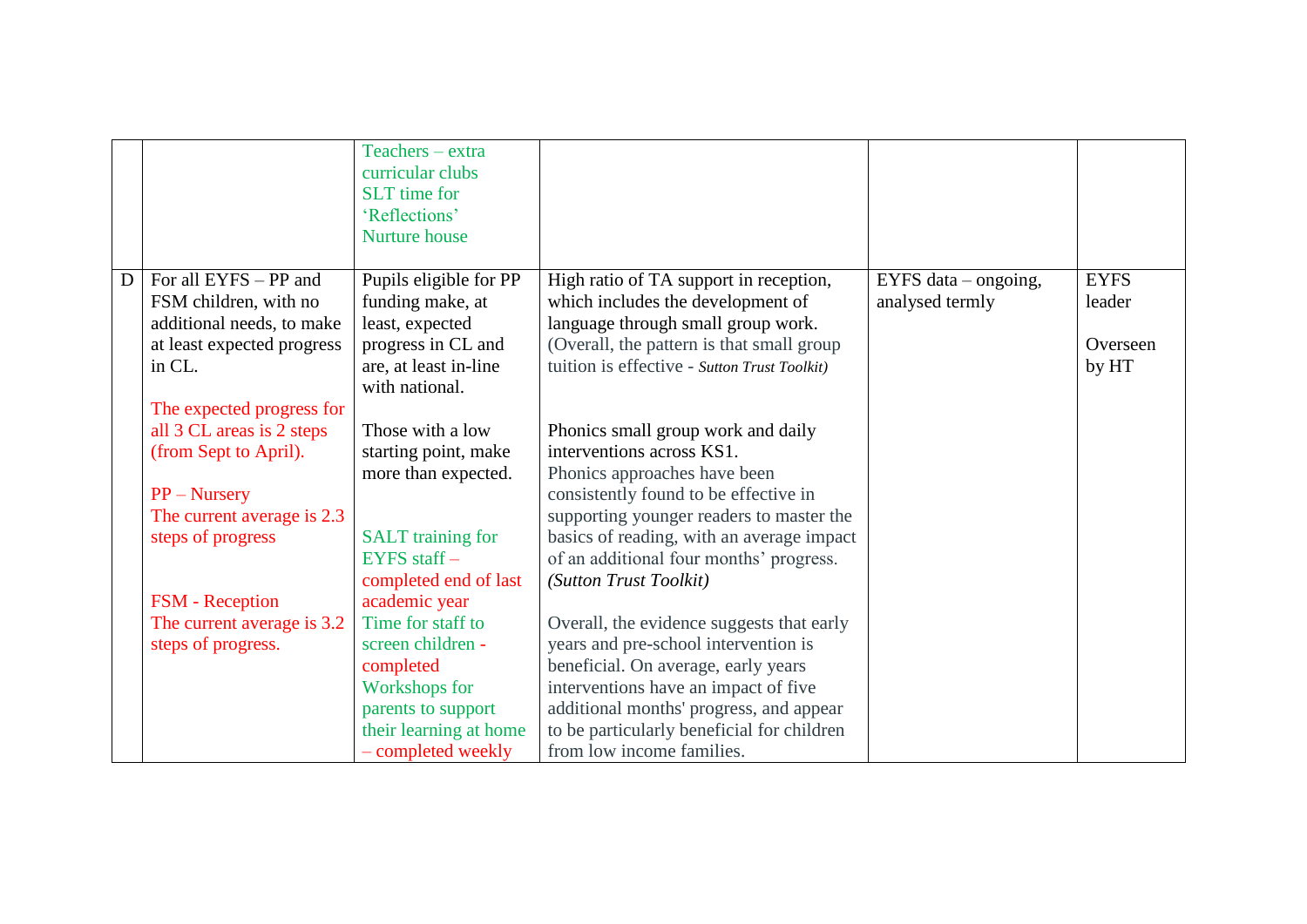| | | | | | |
|---|---|---|---|---|---|
| | | Teachers – extra curricular clubs<br>SLT time for 'Reflections'<br>Nurture house | | | |
| D | For all EYFS – PP and FSM children, with no additional needs, to make at least expected progress in CL.<br><br>The expected progress for all 3 CL areas is 2 steps (from Sept to April).<br><br>PP – Nursery<br>The current average is 2.3 steps of progress<br><br>FSM - Reception<br>The current average is 3.2 steps of progress. | Pupils eligible for PP funding make, at least, expected progress in CL and are, at least in-line with national.<br><br>Those with a low starting point, make more than expected.<br><br>SALT training for EYFS staff – completed end of last academic year<br>Time for staff to screen children - completed<br>Workshops for parents to support their learning at home – completed weekly | High ratio of TA support in reception, which includes the development of language through small group work.<br>(Overall, the pattern is that small group tuition is effective - *Sutton Trust Toolkit)*<br><br>Phonics small group work and daily interventions across KS1.<br>Phonics approaches have been consistently found to be effective in supporting younger readers to master the basics of reading, with an average impact of an additional four months' progress. *(Sutton Trust Toolkit)*<br><br>Overall, the evidence suggests that early years and pre-school intervention is beneficial. On average, early years interventions have an impact of five additional months' progress, and appear to be particularly beneficial for children from low income families. | EYFS data – ongoing, analysed termly | EYFS leader<br><br>Overseen by HT |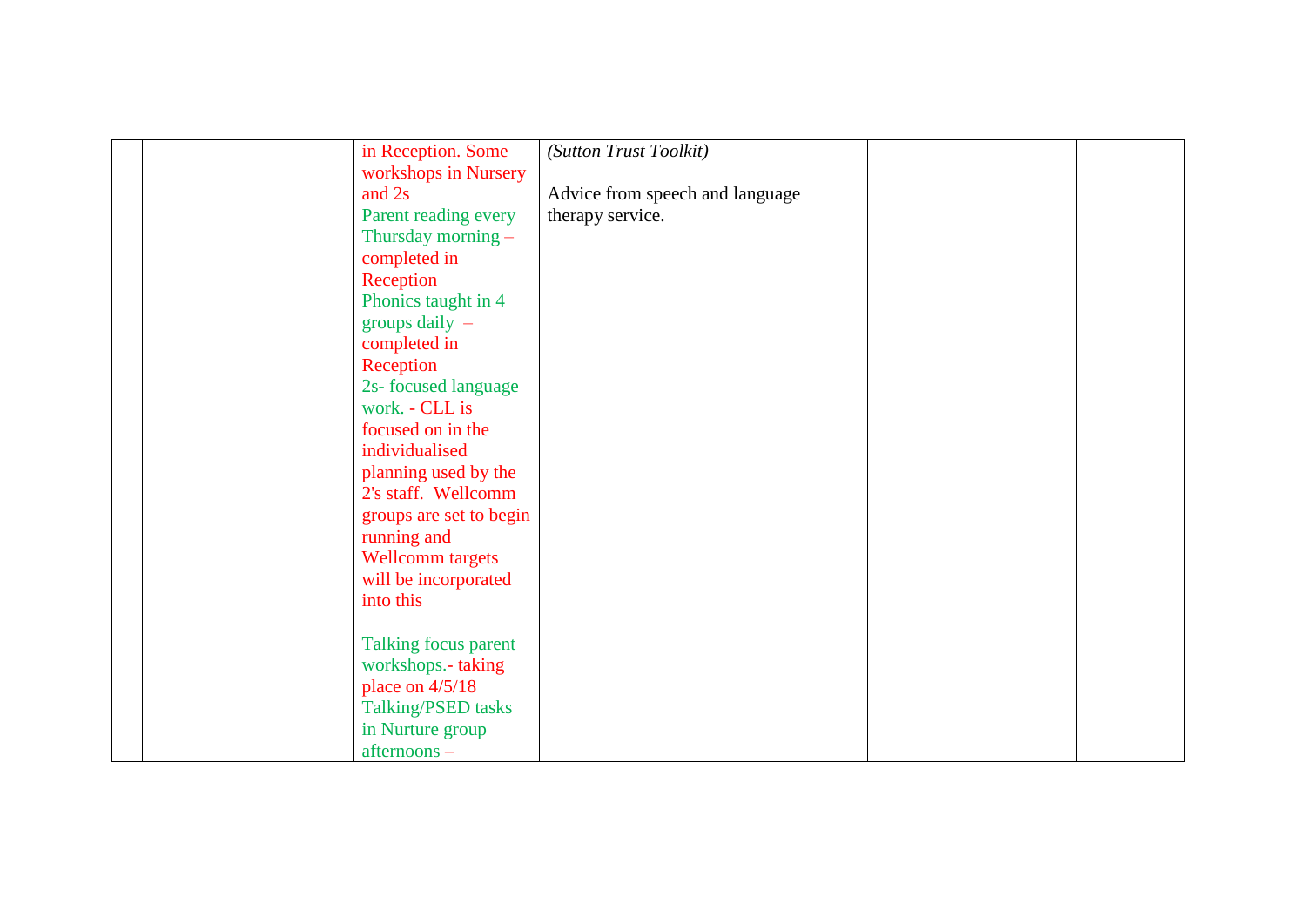| | | | | | |
|---|---|---|---|---|---|
| | | in Reception. Some workshops in Nursery and 2s<br>Parent reading every Thursday morning – completed in Reception<br>Phonics taught in 4 groups daily – completed in Reception<br>2s- focused language work. - CLL is focused on in the individualised planning used by the 2's staff. Wellcomm groups are set to begin running and Wellcomm targets will be incorporated into this<br><br>Talking focus parent workshops.- taking place on 4/5/18<br>Talking/PSED tasks in Nurture group afternoons – | *(Sutton Trust Toolkit)*<br><br>Advice from speech and language therapy service. | | |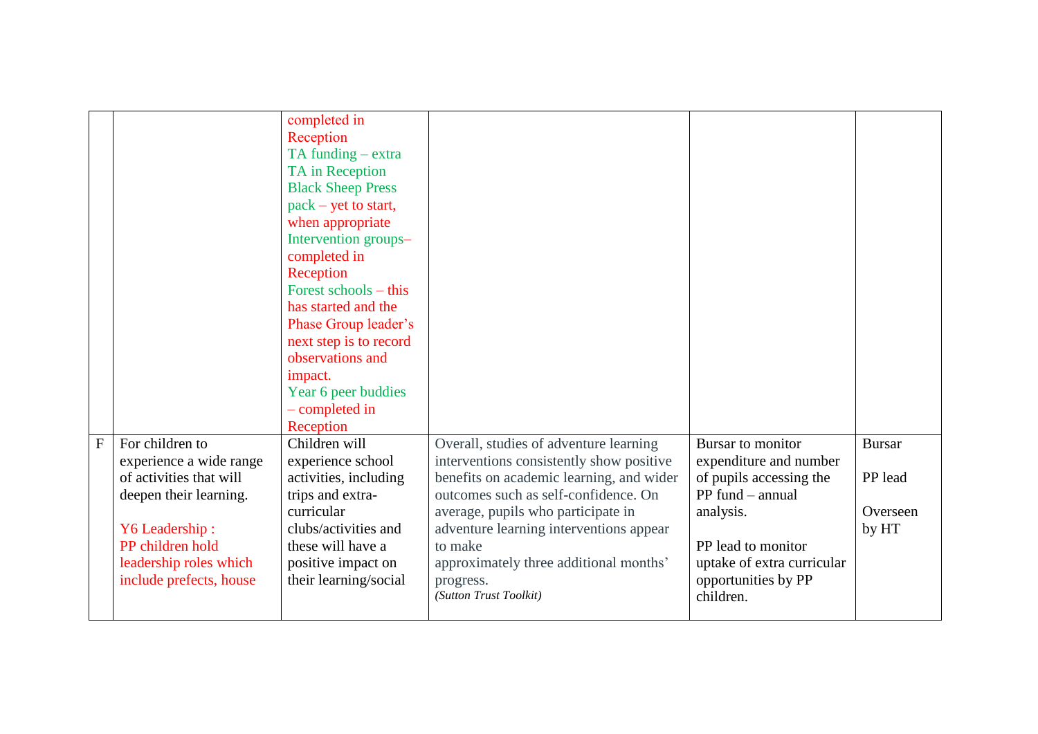| | | | | | |
|---|---|---|---|---|---|
| | | completed in Reception<br>TA funding – extra TA in Reception<br>Black Sheep Press pack – yet to start, when appropriate<br>Intervention groups– completed in Reception<br>Forest schools – this has started and the Phase Group leader's next step is to record observations and impact.<br>Year 6 peer buddies – completed in Reception | | | |
| F | For children to experience a wide range of activities that will deepen their learning.<br><br>Y6 Leadership :<br>PP children hold leadership roles which include prefects, house | Children will experience school activities, including trips and extra-curricular clubs/activities and these will have a positive impact on their learning/social | Overall, studies of adventure learning interventions consistently show positive benefits on academic learning, and wider outcomes such as self-confidence. On average, pupils who participate in adventure learning interventions appear to make approximately three additional months' progress.<br>*(Sutton Trust Toolkit)* | Bursar to monitor expenditure and number of pupils accessing the PP fund – annual analysis.<br><br>PP lead to monitor uptake of extra curricular opportunities by PP children. | Bursar<br><br>PP lead<br><br>Overseen by HT |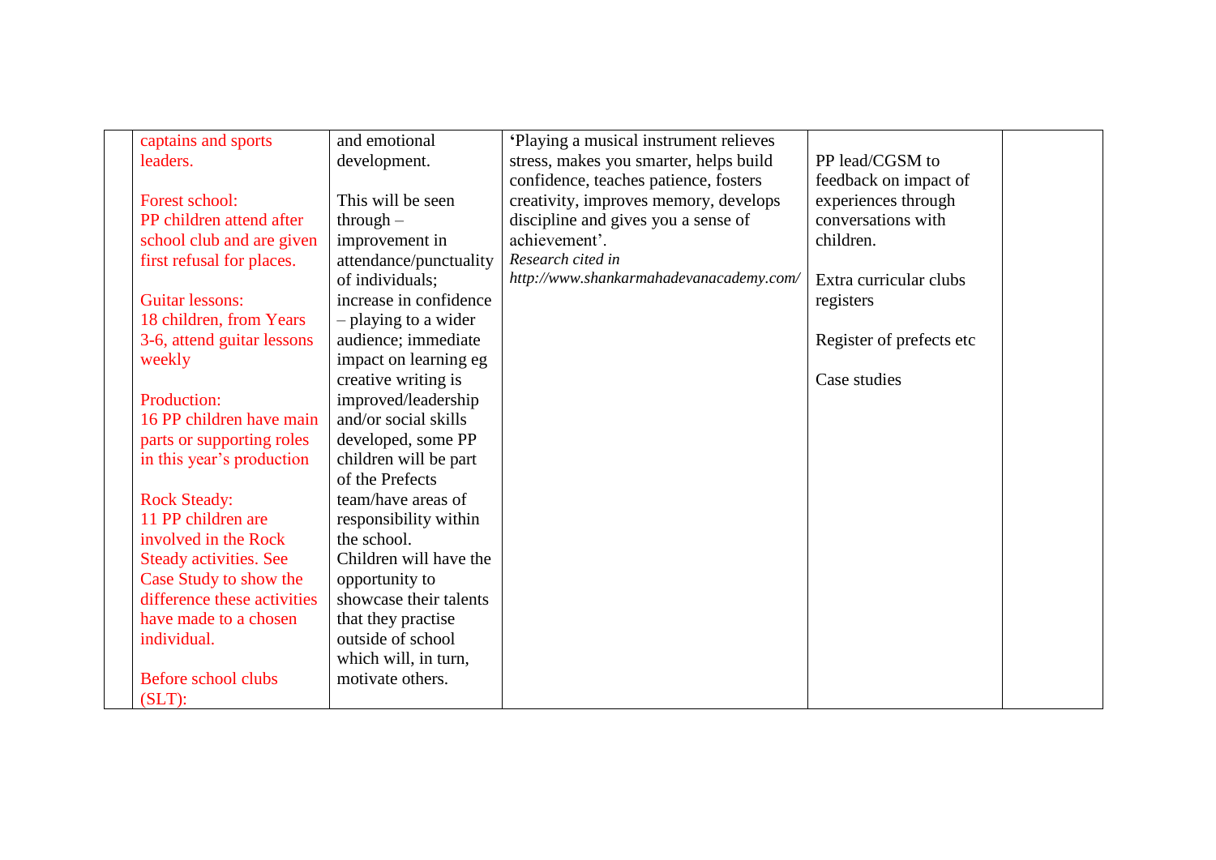| | | | | | |
|---|---|---|---|---|---|
| | captains and sports leaders.<br><br>Forest school:<br>PP children attend after school club and are given first refusal for places.<br><br>Guitar lessons:<br>18 children, from Years 3-6, attend guitar lessons weekly<br><br>Production:<br>16 PP children have main parts or supporting roles in this year's production<br><br>Rock Steady:<br>11 PP children are involved in the Rock Steady activities. See Case Study to show the difference these activities have made to a chosen individual.<br><br>Before school clubs (SLT): | and emotional development.<br><br>This will be seen through – improvement in attendance/punctuality of individuals; increase in confidence – playing to a wider audience; immediate impact on learning eg creative writing is improved/leadership and/or social skills developed, some PP children will be part of the Prefects team/have areas of responsibility within the school.<br>Children will have the opportunity to showcase their talents that they practise outside of school which will, in turn, motivate others. | 'Playing a musical instrument relieves stress, makes you smarter, helps build confidence, teaches patience, fosters creativity, improves memory, develops discipline and gives you a sense of achievement'.<br>*Research cited in http://www.shankarmahadevanacademy.com/* | PP lead/CGSM to feedback on impact of experiences through conversations with children.<br><br>Extra curricular clubs registers<br><br>Register of prefects etc<br><br>Case studies | |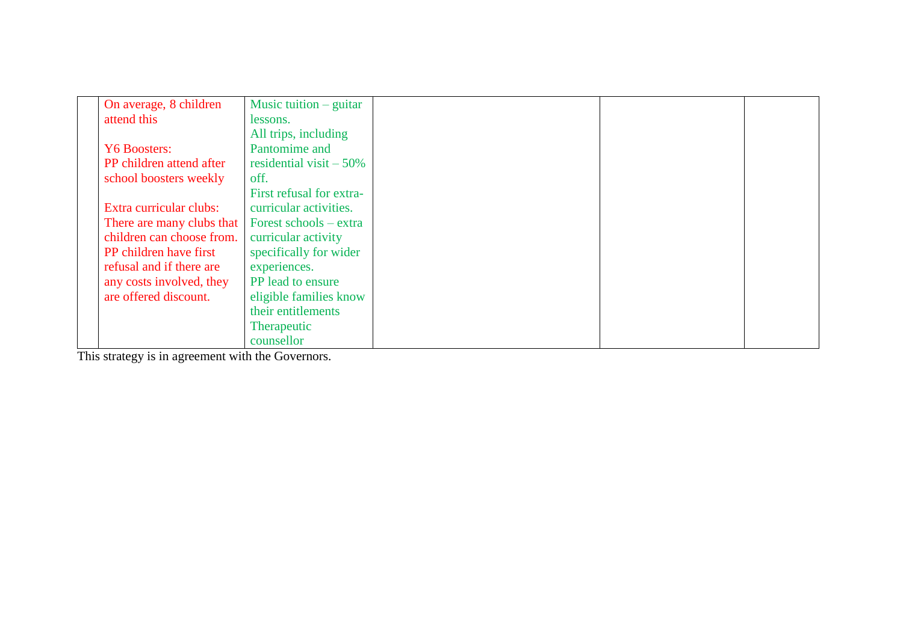| | | | | | |
|---|---|---|---|---|---|
| | On average, 8 children attend this<br><br>Y6 Boosters:<br>PP children attend after school boosters weekly<br><br>Extra curricular clubs:<br>There are many clubs that children can choose from. PP children have first refusal and if there are any costs involved, they are offered discount. | Music tuition – guitar lessons.<br>All trips, including Pantomime and residential visit – 50% off.<br>First refusal for extra-curricular activities.<br>Forest schools – extra curricular activity specifically for wider experiences.<br>PP lead to ensure eligible families know their entitlements<br>Therapeutic counsellor | | | |

This strategy is in agreement with the Governors.